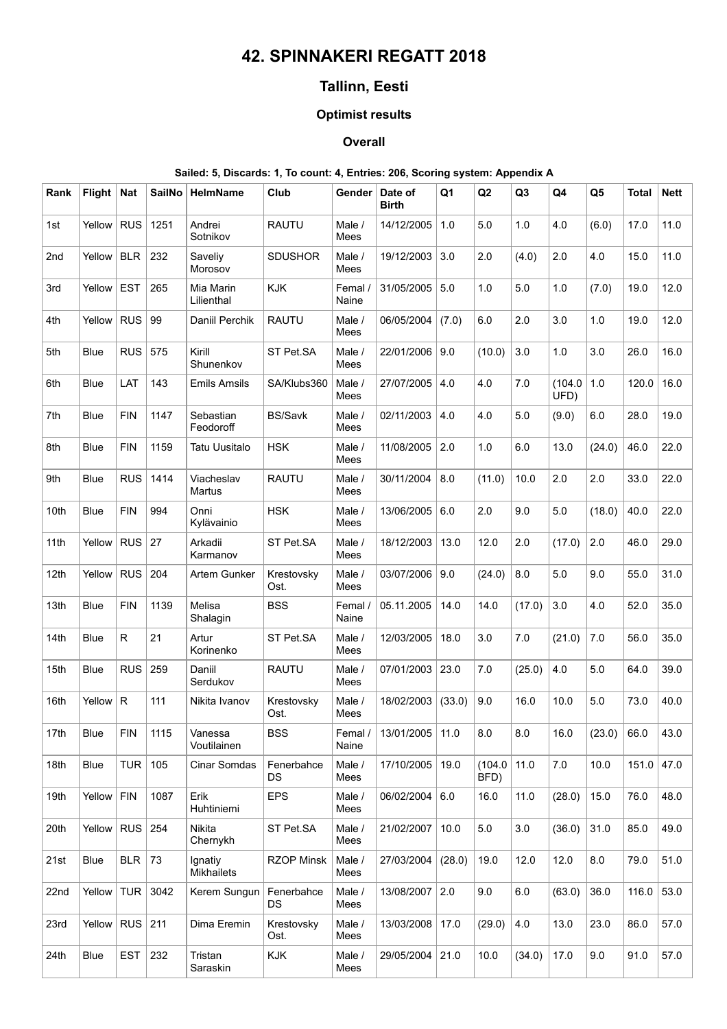# 42. SPINNAKERI REGATT 2018

## Tallinn, Eesti

### Optimist results

#### Overall

**Sailed: 5, Discards: 1, To count: 4, Entries: 206, Scoring system: Appendix A**

| Rank | Flight | Nat | SailNo | HelmName | Club | Gender | Date of Birth | Q1 | Q2 | Q3 | Q4 | Q5 | Total | Nett |
|---|---|---|---|---|---|---|---|---|---|---|---|---|---|---|
| 1st | Yellow | RUS | 1251 | Andrei Sotnikov | RAUTU | Male / Mees | 14/12/2005 | 1.0 | 5.0 | 1.0 | 4.0 | (6.0) | 17.0 | 11.0 |
| 2nd | Yellow | BLR | 232 | Saveliy Morosov | SDUSHOR | Male / Mees | 19/12/2003 | 3.0 | 2.0 | (4.0) | 2.0 | 4.0 | 15.0 | 11.0 |
| 3rd | Yellow | EST | 265 | Mia Marin Lilienthal | KJK | Femal / Naine | 31/05/2005 | 5.0 | 1.0 | 5.0 | 1.0 | (7.0) | 19.0 | 12.0 |
| 4th | Yellow | RUS | 99 | Daniil Perchik | RAUTU | Male / Mees | 06/05/2004 | (7.0) | 6.0 | 2.0 | 3.0 | 1.0 | 19.0 | 12.0 |
| 5th | Blue | RUS | 575 | Kirill Shunenkov | ST Pet.SA | Male / Mees | 22/01/2006 | 9.0 | (10.0) | 3.0 | 1.0 | 3.0 | 26.0 | 16.0 |
| 6th | Blue | LAT | 143 | Emils Amsils | SA/Klubs360 | Male / Mees | 27/07/2005 | 4.0 | 4.0 | 7.0 | (104.0 UFD) | 1.0 | 120.0 | 16.0 |
| 7th | Blue | FIN | 1147 | Sebastian Feodoroff | BS/Savk | Male / Mees | 02/11/2003 | 4.0 | 4.0 | 5.0 | (9.0) | 6.0 | 28.0 | 19.0 |
| 8th | Blue | FIN | 1159 | Tatu Uusitalo | HSK | Male / Mees | 11/08/2005 | 2.0 | 1.0 | 6.0 | 13.0 | (24.0) | 46.0 | 22.0 |
| 9th | Blue | RUS | 1414 | Viacheslav Martus | RAUTU | Male / Mees | 30/11/2004 | 8.0 | (11.0) | 10.0 | 2.0 | 2.0 | 33.0 | 22.0 |
| 10th | Blue | FIN | 994 | Onni Kylävainio | HSK | Male / Mees | 13/06/2005 | 6.0 | 2.0 | 9.0 | 5.0 | (18.0) | 40.0 | 22.0 |
| 11th | Yellow | RUS | 27 | Arkadii Karmanov | ST Pet.SA | Male / Mees | 18/12/2003 | 13.0 | 12.0 | 2.0 | (17.0) | 2.0 | 46.0 | 29.0 |
| 12th | Yellow | RUS | 204 | Artem Gunker | Krestovsky Ost. | Male / Mees | 03/07/2006 | 9.0 | (24.0) | 8.0 | 5.0 | 9.0 | 55.0 | 31.0 |
| 13th | Blue | FIN | 1139 | Melisa Shalagin | BSS | Femal / Naine | 05.11.2005 | 14.0 | 14.0 | (17.0) | 3.0 | 4.0 | 52.0 | 35.0 |
| 14th | Blue | R | 21 | Artur Korinenko | ST Pet.SA | Male / Mees | 12/03/2005 | 18.0 | 3.0 | 7.0 | (21.0) | 7.0 | 56.0 | 35.0 |
| 15th | Blue | RUS | 259 | Daniil Serdukov | RAUTU | Male / Mees | 07/01/2003 | 23.0 | 7.0 | (25.0) | 4.0 | 5.0 | 64.0 | 39.0 |
| 16th | Yellow | R | 111 | Nikita Ivanov | Krestovsky Ost. | Male / Mees | 18/02/2003 | (33.0) | 9.0 | 16.0 | 10.0 | 5.0 | 73.0 | 40.0 |
| 17th | Blue | FIN | 1115 | Vanessa Voutilainen | BSS | Femal / Naine | 13/01/2005 | 11.0 | 8.0 | 8.0 | 16.0 | (23.0) | 66.0 | 43.0 |
| 18th | Blue | TUR | 105 | Cinar Somdas | Fenerbahce DS | Male / Mees | 17/10/2005 | 19.0 | (104.0 BFD) | 11.0 | 7.0 | 10.0 | 151.0 | 47.0 |
| 19th | Yellow | FIN | 1087 | Erik Huhtiniemi | EPS | Male / Mees | 06/02/2004 | 6.0 | 16.0 | 11.0 | (28.0) | 15.0 | 76.0 | 48.0 |
| 20th | Yellow | RUS | 254 | Nikita Chernykh | ST Pet.SA | Male / Mees | 21/02/2007 | 10.0 | 5.0 | 3.0 | (36.0) | 31.0 | 85.0 | 49.0 |
| 21st | Blue | BLR | 73 | Ignatiy Mikhailets | RZOP Minsk | Male / Mees | 27/03/2004 | (28.0) | 19.0 | 12.0 | 12.0 | 8.0 | 79.0 | 51.0 |
| 22nd | Yellow | TUR | 3042 | Kerem Sungun | Fenerbahce DS | Male / Mees | 13/08/2007 | 2.0 | 9.0 | 6.0 | (63.0) | 36.0 | 116.0 | 53.0 |
| 23rd | Yellow | RUS | 211 | Dima Eremin | Krestovsky Ost. | Male / Mees | 13/03/2008 | 17.0 | (29.0) | 4.0 | 13.0 | 23.0 | 86.0 | 57.0 |
| 24th | Blue | EST | 232 | Tristan Saraskin | KJK | Male / Mees | 29/05/2004 | 21.0 | 10.0 | (34.0) | 17.0 | 9.0 | 91.0 | 57.0 |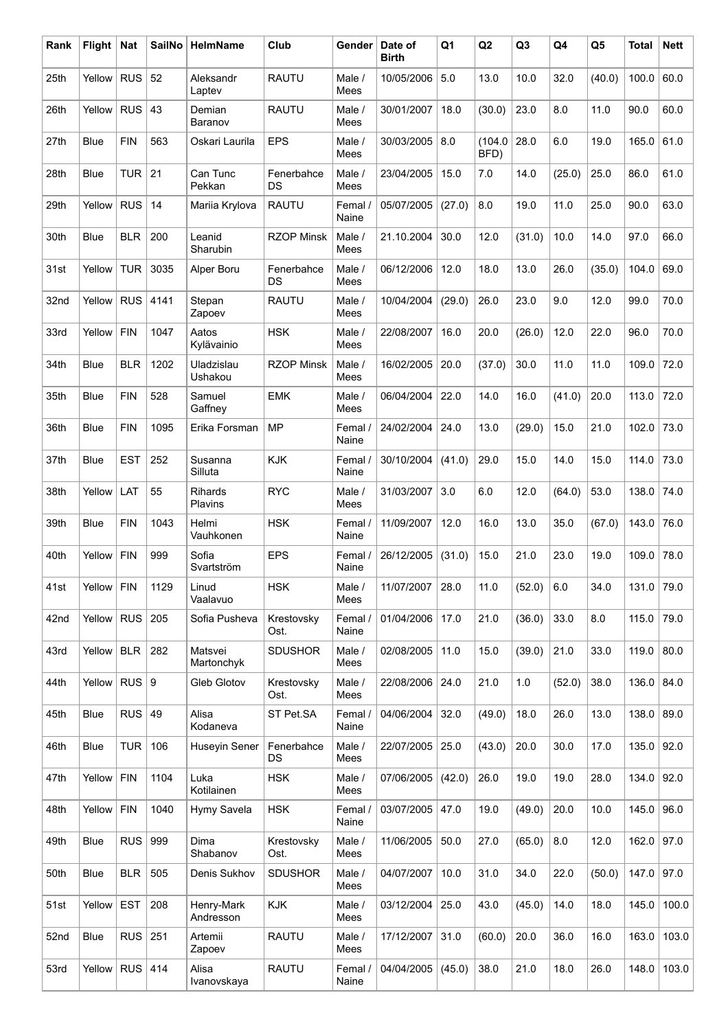| Rank | Flight | Nat | SailNo | HelmName | Club | Gender | Date of Birth | Q1 | Q2 | Q3 | Q4 | Q5 | Total | Nett |
|---|---|---|---|---|---|---|---|---|---|---|---|---|---|---|
| 25th | Yellow | RUS | 52 | Aleksandr Laptev | RAUTU | Male / Mees | 10/05/2006 | 5.0 | 13.0 | 10.0 | 32.0 | (40.0) | 100.0 | 60.0 |
| 26th | Yellow | RUS | 43 | Demian Baranov | RAUTU | Male / Mees | 30/01/2007 | 18.0 | (30.0) | 23.0 | 8.0 | 11.0 | 90.0 | 60.0 |
| 27th | Blue | FIN | 563 | Oskari Laurila | EPS | Male / Mees | 30/03/2005 | 8.0 | (104.0 BFD) | 28.0 | 6.0 | 19.0 | 165.0 | 61.0 |
| 28th | Blue | TUR | 21 | Can Tunc Pekkan | Fenerbahce DS | Male / Mees | 23/04/2005 | 15.0 | 7.0 | 14.0 | (25.0) | 25.0 | 86.0 | 61.0 |
| 29th | Yellow | RUS | 14 | Mariia Krylova | RAUTU | Femal / Naine | 05/07/2005 | (27.0) | 8.0 | 19.0 | 11.0 | 25.0 | 90.0 | 63.0 |
| 30th | Blue | BLR | 200 | Leanid Sharubin | RZOP Minsk | Male / Mees | 21.10.2004 | 30.0 | 12.0 | (31.0) | 10.0 | 14.0 | 97.0 | 66.0 |
| 31st | Yellow | TUR | 3035 | Alper Boru | Fenerbahce DS | Male / Mees | 06/12/2006 | 12.0 | 18.0 | 13.0 | 26.0 | (35.0) | 104.0 | 69.0 |
| 32nd | Yellow | RUS | 4141 | Stepan Zapoev | RAUTU | Male / Mees | 10/04/2004 | (29.0) | 26.0 | 23.0 | 9.0 | 12.0 | 99.0 | 70.0 |
| 33rd | Yellow | FIN | 1047 | Aatos Kylävainio | HSK | Male / Mees | 22/08/2007 | 16.0 | 20.0 | (26.0) | 12.0 | 22.0 | 96.0 | 70.0 |
| 34th | Blue | BLR | 1202 | Uladzislau Ushakou | RZOP Minsk | Male / Mees | 16/02/2005 | 20.0 | (37.0) | 30.0 | 11.0 | 11.0 | 109.0 | 72.0 |
| 35th | Blue | FIN | 528 | Samuel Gaffney | EMK | Male / Mees | 06/04/2004 | 22.0 | 14.0 | 16.0 | (41.0) | 20.0 | 113.0 | 72.0 |
| 36th | Blue | FIN | 1095 | Erika Forsman | MP | Femal / Naine | 24/02/2004 | 24.0 | 13.0 | (29.0) | 15.0 | 21.0 | 102.0 | 73.0 |
| 37th | Blue | EST | 252 | Susanna Silluta | KJK | Femal / Naine | 30/10/2004 | (41.0) | 29.0 | 15.0 | 14.0 | 15.0 | 114.0 | 73.0 |
| 38th | Yellow | LAT | 55 | Rihards Plavins | RYC | Male / Mees | 31/03/2007 | 3.0 | 6.0 | 12.0 | (64.0) | 53.0 | 138.0 | 74.0 |
| 39th | Blue | FIN | 1043 | Helmi Vauhkonen | HSK | Femal / Naine | 11/09/2007 | 12.0 | 16.0 | 13.0 | 35.0 | (67.0) | 143.0 | 76.0 |
| 40th | Yellow | FIN | 999 | Sofia Svartström | EPS | Femal / Naine | 26/12/2005 | (31.0) | 15.0 | 21.0 | 23.0 | 19.0 | 109.0 | 78.0 |
| 41st | Yellow | FIN | 1129 | Linud Vaalavuo | HSK | Male / Mees | 11/07/2007 | 28.0 | 11.0 | (52.0) | 6.0 | 34.0 | 131.0 | 79.0 |
| 42nd | Yellow | RUS | 205 | Sofia Pusheva | Krestovsky Ost. | Femal / Naine | 01/04/2006 | 17.0 | 21.0 | (36.0) | 33.0 | 8.0 | 115.0 | 79.0 |
| 43rd | Yellow | BLR | 282 | Matsvei Martonchyk | SDUSHOR | Male / Mees | 02/08/2005 | 11.0 | 15.0 | (39.0) | 21.0 | 33.0 | 119.0 | 80.0 |
| 44th | Yellow | RUS | 9 | Gleb Glotov | Krestovsky Ost. | Male / Mees | 22/08/2006 | 24.0 | 21.0 | 1.0 | (52.0) | 38.0 | 136.0 | 84.0 |
| 45th | Blue | RUS | 49 | Alisa Kodaneva | ST Pet.SA | Femal / Naine | 04/06/2004 | 32.0 | (49.0) | 18.0 | 26.0 | 13.0 | 138.0 | 89.0 |
| 46th | Blue | TUR | 106 | Huseyin Sener | Fenerbahce DS | Male / Mees | 22/07/2005 | 25.0 | (43.0) | 20.0 | 30.0 | 17.0 | 135.0 | 92.0 |
| 47th | Yellow | FIN | 1104 | Luka Kotilainen | HSK | Male / Mees | 07/06/2005 | (42.0) | 26.0 | 19.0 | 19.0 | 28.0 | 134.0 | 92.0 |
| 48th | Yellow | FIN | 1040 | Hymy Savela | HSK | Femal / Naine | 03/07/2005 | 47.0 | 19.0 | (49.0) | 20.0 | 10.0 | 145.0 | 96.0 |
| 49th | Blue | RUS | 999 | Dima Shabanov | Krestovsky Ost. | Male / Mees | 11/06/2005 | 50.0 | 27.0 | (65.0) | 8.0 | 12.0 | 162.0 | 97.0 |
| 50th | Blue | BLR | 505 | Denis Sukhov | SDUSHOR | Male / Mees | 04/07/2007 | 10.0 | 31.0 | 34.0 | 22.0 | (50.0) | 147.0 | 97.0 |
| 51st | Yellow | EST | 208 | Henry-Mark Andresson | KJK | Male / Mees | 03/12/2004 | 25.0 | 43.0 | (45.0) | 14.0 | 18.0 | 145.0 | 100.0 |
| 52nd | Blue | RUS | 251 | Artemii Zapoev | RAUTU | Male / Mees | 17/12/2007 | 31.0 | (60.0) | 20.0 | 36.0 | 16.0 | 163.0 | 103.0 |
| 53rd | Yellow | RUS | 414 | Alisa Ivanovskaya | RAUTU | Femal / Naine | 04/04/2005 | (45.0) | 38.0 | 21.0 | 18.0 | 26.0 | 148.0 | 103.0 |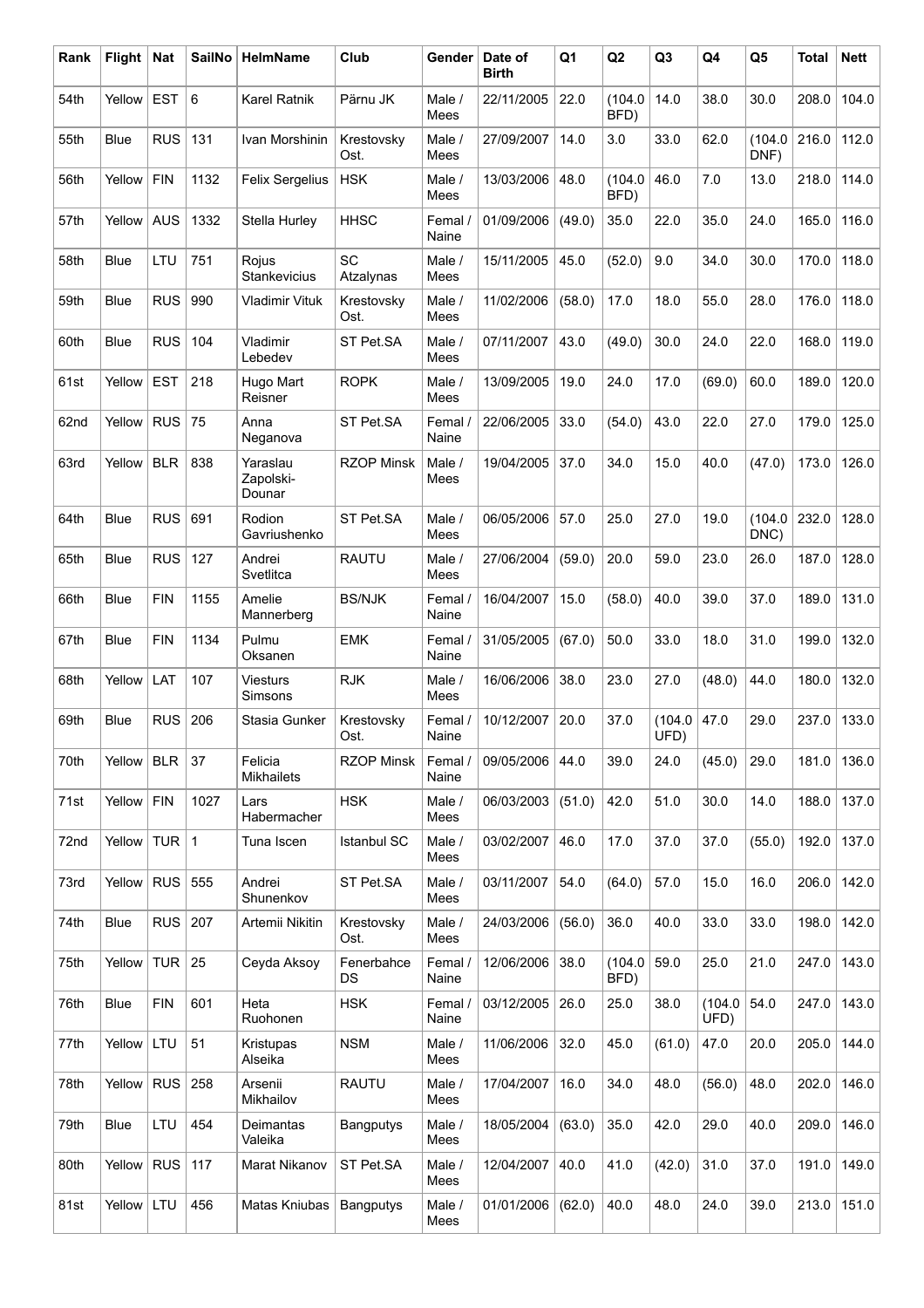| Rank | Flight | Nat | SailNo | HelmName | Club | Gender | Date of Birth | Q1 | Q2 | Q3 | Q4 | Q5 | Total | Nett |
|---|---|---|---|---|---|---|---|---|---|---|---|---|---|---|
| 54th | Yellow | EST | 6 | Karel Ratnik | Pärnu JK | Male / Mees | 22/11/2005 | 22.0 | (104.0 BFD) | 14.0 | 38.0 | 30.0 | 208.0 | 104.0 |
| 55th | Blue | RUS | 131 | Ivan Morshinin | Krestovsky Ost. | Male / Mees | 27/09/2007 | 14.0 | 3.0 | 33.0 | 62.0 | (104.0 DNF) | 216.0 | 112.0 |
| 56th | Yellow | FIN | 1132 | Felix Sergelius | HSK | Male / Mees | 13/03/2006 | 48.0 | (104.0 BFD) | 46.0 | 7.0 | 13.0 | 218.0 | 114.0 |
| 57th | Yellow | AUS | 1332 | Stella Hurley | HHSC | Femal / Naine | 01/09/2006 | (49.0) | 35.0 | 22.0 | 35.0 | 24.0 | 165.0 | 116.0 |
| 58th | Blue | LTU | 751 | Rojus Stankevicius | SC Atzalynas | Male / Mees | 15/11/2005 | 45.0 | (52.0) | 9.0 | 34.0 | 30.0 | 170.0 | 118.0 |
| 59th | Blue | RUS | 990 | Vladimir Vituk | Krestovsky Ost. | Male / Mees | 11/02/2006 | (58.0) | 17.0 | 18.0 | 55.0 | 28.0 | 176.0 | 118.0 |
| 60th | Blue | RUS | 104 | Vladimir Lebedev | ST Pet.SA | Male / Mees | 07/11/2007 | 43.0 | (49.0) | 30.0 | 24.0 | 22.0 | 168.0 | 119.0 |
| 61st | Yellow | EST | 218 | Hugo Mart Reisner | ROPK | Male / Mees | 13/09/2005 | 19.0 | 24.0 | 17.0 | (69.0) | 60.0 | 189.0 | 120.0 |
| 62nd | Yellow | RUS | 75 | Anna Neganova | ST Pet.SA | Femal / Naine | 22/06/2005 | 33.0 | (54.0) | 43.0 | 22.0 | 27.0 | 179.0 | 125.0 |
| 63rd | Yellow | BLR | 838 | Yaraslau Zapolski-Dounar | RZOP Minsk | Male / Mees | 19/04/2005 | 37.0 | 34.0 | 15.0 | 40.0 | (47.0) | 173.0 | 126.0 |
| 64th | Blue | RUS | 691 | Rodion Gavriushenko | ST Pet.SA | Male / Mees | 06/05/2006 | 57.0 | 25.0 | 27.0 | 19.0 | (104.0 DNC) | 232.0 | 128.0 |
| 65th | Blue | RUS | 127 | Andrei Svetlitca | RAUTU | Male / Mees | 27/06/2004 | (59.0) | 20.0 | 59.0 | 23.0 | 26.0 | 187.0 | 128.0 |
| 66th | Blue | FIN | 1155 | Amelie Mannerberg | BS/NJK | Femal / Naine | 16/04/2007 | 15.0 | (58.0) | 40.0 | 39.0 | 37.0 | 189.0 | 131.0 |
| 67th | Blue | FIN | 1134 | Pulmu Oksanen | EMK | Femal / Naine | 31/05/2005 | (67.0) | 50.0 | 33.0 | 18.0 | 31.0 | 199.0 | 132.0 |
| 68th | Yellow | LAT | 107 | Viesturs Simsons | RJK | Male / Mees | 16/06/2006 | 38.0 | 23.0 | 27.0 | (48.0) | 44.0 | 180.0 | 132.0 |
| 69th | Blue | RUS | 206 | Stasia Gunker | Krestovsky Ost. | Femal / Naine | 10/12/2007 | 20.0 | 37.0 | (104.0 UFD) | 47.0 | 29.0 | 237.0 | 133.0 |
| 70th | Yellow | BLR | 37 | Felicia Mikhailets | RZOP Minsk | Femal / Naine | 09/05/2006 | 44.0 | 39.0 | 24.0 | (45.0) | 29.0 | 181.0 | 136.0 |
| 71st | Yellow | FIN | 1027 | Lars Habermacher | HSK | Male / Mees | 06/03/2003 | (51.0) | 42.0 | 51.0 | 30.0 | 14.0 | 188.0 | 137.0 |
| 72nd | Yellow | TUR | 1 | Tuna Iscen | Istanbul SC | Male / Mees | 03/02/2007 | 46.0 | 17.0 | 37.0 | 37.0 | (55.0) | 192.0 | 137.0 |
| 73rd | Yellow | RUS | 555 | Andrei Shunenkov | ST Pet.SA | Male / Mees | 03/11/2007 | 54.0 | (64.0) | 57.0 | 15.0 | 16.0 | 206.0 | 142.0 |
| 74th | Blue | RUS | 207 | Artemii Nikitin | Krestovsky Ost. | Male / Mees | 24/03/2006 | (56.0) | 36.0 | 40.0 | 33.0 | 33.0 | 198.0 | 142.0 |
| 75th | Yellow | TUR | 25 | Ceyda Aksoy | Fenerbahce DS | Femal / Naine | 12/06/2006 | 38.0 | (104.0 BFD) | 59.0 | 25.0 | 21.0 | 247.0 | 143.0 |
| 76th | Blue | FIN | 601 | Heta Ruohonen | HSK | Femal / Naine | 03/12/2005 | 26.0 | 25.0 | 38.0 | (104.0 UFD) | 54.0 | 247.0 | 143.0 |
| 77th | Yellow | LTU | 51 | Kristupas Alseika | NSM | Male / Mees | 11/06/2006 | 32.0 | 45.0 | (61.0) | 47.0 | 20.0 | 205.0 | 144.0 |
| 78th | Yellow | RUS | 258 | Arsenii Mikhailov | RAUTU | Male / Mees | 17/04/2007 | 16.0 | 34.0 | 48.0 | (56.0) | 48.0 | 202.0 | 146.0 |
| 79th | Blue | LTU | 454 | Deimantas Valeika | Bangputys | Male / Mees | 18/05/2004 | (63.0) | 35.0 | 42.0 | 29.0 | 40.0 | 209.0 | 146.0 |
| 80th | Yellow | RUS | 117 | Marat Nikanov | ST Pet.SA | Male / Mees | 12/04/2007 | 40.0 | 41.0 | (42.0) | 31.0 | 37.0 | 191.0 | 149.0 |
| 81st | Yellow | LTU | 456 | Matas Kniubas | Bangputys | Male / Mees | 01/01/2006 | (62.0) | 40.0 | 48.0 | 24.0 | 39.0 | 213.0 | 151.0 |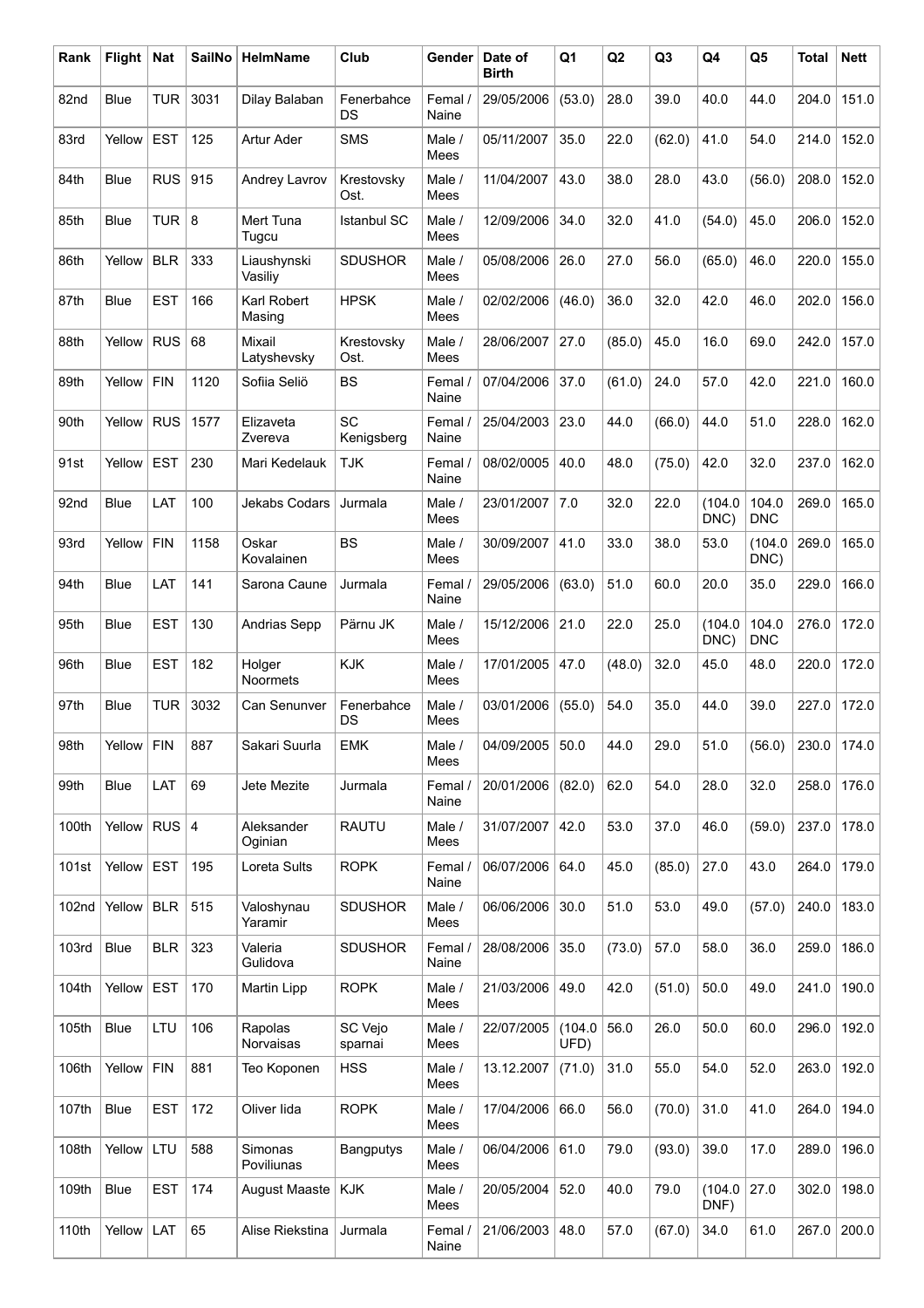| Rank | Flight | Nat | SailNo | HelmName | Club | Gender | Date of Birth | Q1 | Q2 | Q3 | Q4 | Q5 | Total | Nett |
|---|---|---|---|---|---|---|---|---|---|---|---|---|---|---|
| 82nd | Blue | TUR | 3031 | Dilay Balaban | Fenerbahce DS | Femal / Naine | 29/05/2006 | (53.0) | 28.0 | 39.0 | 40.0 | 44.0 | 204.0 | 151.0 |
| 83rd | Yellow | EST | 125 | Artur Ader | SMS | Male / Mees | 05/11/2007 | 35.0 | 22.0 | (62.0) | 41.0 | 54.0 | 214.0 | 152.0 |
| 84th | Blue | RUS | 915 | Andrey Lavrov | Krestovsky Ost. | Male / Mees | 11/04/2007 | 43.0 | 38.0 | 28.0 | 43.0 | (56.0) | 208.0 | 152.0 |
| 85th | Blue | TUR | 8 | Mert Tuna Tugcu | Istanbul SC | Male / Mees | 12/09/2006 | 34.0 | 32.0 | 41.0 | (54.0) | 45.0 | 206.0 | 152.0 |
| 86th | Yellow | BLR | 333 | Liaushynski Vasiliy | SDUSHOR | Male / Mees | 05/08/2006 | 26.0 | 27.0 | 56.0 | (65.0) | 46.0 | 220.0 | 155.0 |
| 87th | Blue | EST | 166 | Karl Robert Masing | HPSK | Male / Mees | 02/02/2006 | (46.0) | 36.0 | 32.0 | 42.0 | 46.0 | 202.0 | 156.0 |
| 88th | Yellow | RUS | 68 | Mixail Latyshevsky | Krestovsky Ost. | Male / Mees | 28/06/2007 | 27.0 | (85.0) | 45.0 | 16.0 | 69.0 | 242.0 | 157.0 |
| 89th | Yellow | FIN | 1120 | Sofiia Seliö | BS | Femal / Naine | 07/04/2006 | 37.0 | (61.0) | 24.0 | 57.0 | 42.0 | 221.0 | 160.0 |
| 90th | Yellow | RUS | 1577 | Elizaveta Zvereva | SC Kenigsberg | Femal / Naine | 25/04/2003 | 23.0 | 44.0 | (66.0) | 44.0 | 51.0 | 228.0 | 162.0 |
| 91st | Yellow | EST | 230 | Mari Kedelauk | TJK | Femal / Naine | 08/02/0005 | 40.0 | 48.0 | (75.0) | 42.0 | 32.0 | 237.0 | 162.0 |
| 92nd | Blue | LAT | 100 | Jekabs Codars | Jurmala | Male / Mees | 23/01/2007 | 7.0 | 32.0 | 22.0 | (104.0 DNC) | 104.0 DNC | 269.0 | 165.0 |
| 93rd | Yellow | FIN | 1158 | Oskar Kovalainen | BS | Male / Mees | 30/09/2007 | 41.0 | 33.0 | 38.0 | 53.0 | (104.0 DNC) | 269.0 | 165.0 |
| 94th | Blue | LAT | 141 | Sarona Caune | Jurmala | Femal / Naine | 29/05/2006 | (63.0) | 51.0 | 60.0 | 20.0 | 35.0 | 229.0 | 166.0 |
| 95th | Blue | EST | 130 | Andrias Sepp | Pärnu JK | Male / Mees | 15/12/2006 | 21.0 | 22.0 | 25.0 | (104.0 DNC) | 104.0 DNC | 276.0 | 172.0 |
| 96th | Blue | EST | 182 | Holger Noormets | KJK | Male / Mees | 17/01/2005 | 47.0 | (48.0) | 32.0 | 45.0 | 48.0 | 220.0 | 172.0 |
| 97th | Blue | TUR | 3032 | Can Senunver | Fenerbahce DS | Male / Mees | 03/01/2006 | (55.0) | 54.0 | 35.0 | 44.0 | 39.0 | 227.0 | 172.0 |
| 98th | Yellow | FIN | 887 | Sakari Suurla | EMK | Male / Mees | 04/09/2005 | 50.0 | 44.0 | 29.0 | 51.0 | (56.0) | 230.0 | 174.0 |
| 99th | Blue | LAT | 69 | Jete Mezite | Jurmala | Femal / Naine | 20/01/2006 | (82.0) | 62.0 | 54.0 | 28.0 | 32.0 | 258.0 | 176.0 |
| 100th | Yellow | RUS | 4 | Aleksander Oginian | RAUTU | Male / Mees | 31/07/2007 | 42.0 | 53.0 | 37.0 | 46.0 | (59.0) | 237.0 | 178.0 |
| 101st | Yellow | EST | 195 | Loreta Sults | ROPK | Femal / Naine | 06/07/2006 | 64.0 | 45.0 | (85.0) | 27.0 | 43.0 | 264.0 | 179.0 |
| 102nd | Yellow | BLR | 515 | Valoshynau Yaramir | SDUSHOR | Male / Mees | 06/06/2006 | 30.0 | 51.0 | 53.0 | 49.0 | (57.0) | 240.0 | 183.0 |
| 103rd | Blue | BLR | 323 | Valeria Gulidova | SDUSHOR | Femal / Naine | 28/08/2006 | 35.0 | (73.0) | 57.0 | 58.0 | 36.0 | 259.0 | 186.0 |
| 104th | Yellow | EST | 170 | Martin Lipp | ROPK | Male / Mees | 21/03/2006 | 49.0 | 42.0 | (51.0) | 50.0 | 49.0 | 241.0 | 190.0 |
| 105th | Blue | LTU | 106 | Rapolas Norvaisas | SC Vejo sparnai | Male / Mees | 22/07/2005 | (104.0 UFD) | 56.0 | 26.0 | 50.0 | 60.0 | 296.0 | 192.0 |
| 106th | Yellow | FIN | 881 | Teo Koponen | HSS | Male / Mees | 13.12.2007 | (71.0) | 31.0 | 55.0 | 54.0 | 52.0 | 263.0 | 192.0 |
| 107th | Blue | EST | 172 | Oliver Iida | ROPK | Male / Mees | 17/04/2006 | 66.0 | 56.0 | (70.0) | 31.0 | 41.0 | 264.0 | 194.0 |
| 108th | Yellow | LTU | 588 | Simonas Poviliunas | Bangputys | Male / Mees | 06/04/2006 | 61.0 | 79.0 | (93.0) | 39.0 | 17.0 | 289.0 | 196.0 |
| 109th | Blue | EST | 174 | August Maaste | KJK | Male / Mees | 20/05/2004 | 52.0 | 40.0 | 79.0 | (104.0 DNF) | 27.0 | 302.0 | 198.0 |
| 110th | Yellow | LAT | 65 | Alise Riekstina | Jurmala | Femal / Naine | 21/06/2003 | 48.0 | 57.0 | (67.0) | 34.0 | 61.0 | 267.0 | 200.0 |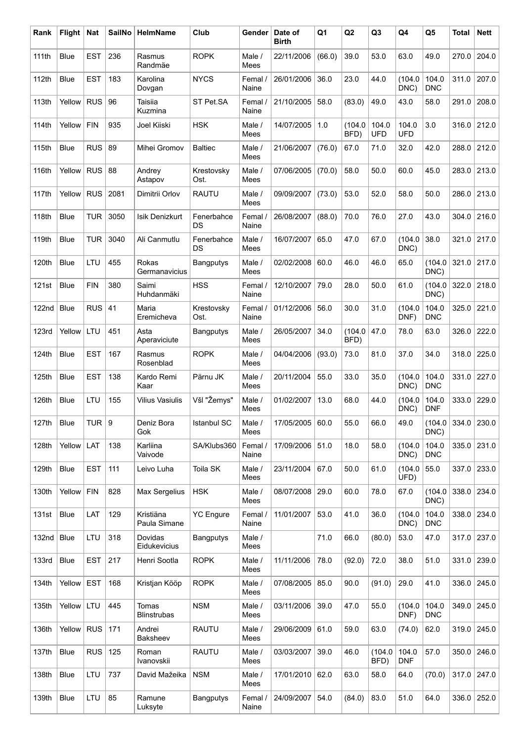| Rank | Flight | Nat | SailNo | HelmName | Club | Gender | Date of Birth | Q1 | Q2 | Q3 | Q4 | Q5 | Total | Nett |
|---|---|---|---|---|---|---|---|---|---|---|---|---|---|---|
| 111th | Blue | EST | 236 | Rasmus Randmäe | ROPK | Male / Mees | 22/11/2006 | (66.0) | 39.0 | 53.0 | 63.0 | 49.0 | 270.0 | 204.0 |
| 112th | Blue | EST | 183 | Karolina Dovgan | NYCS | Femal / Naine | 26/01/2006 | 36.0 | 23.0 | 44.0 | (104.0 DNC) | 104.0 DNC | 311.0 | 207.0 |
| 113th | Yellow | RUS | 96 | Taisiia Kuzmina | ST Pet.SA | Femal / Naine | 21/10/2005 | 58.0 | (83.0) | 49.0 | 43.0 | 58.0 | 291.0 | 208.0 |
| 114th | Yellow | FIN | 935 | Joel Kiiski | HSK | Male / Mees | 14/07/2005 | 1.0 | (104.0 BFD) | 104.0 UFD | 104.0 UFD | 3.0 | 316.0 | 212.0 |
| 115th | Blue | RUS | 89 | Mihei Gromov | Baltiec | Male / Mees | 21/06/2007 | (76.0) | 67.0 | 71.0 | 32.0 | 42.0 | 288.0 | 212.0 |
| 116th | Yellow | RUS | 88 | Andrey Astapov | Krestovsky Ost. | Male / Mees | 07/06/2005 | (70.0) | 58.0 | 50.0 | 60.0 | 45.0 | 283.0 | 213.0 |
| 117th | Yellow | RUS | 2081 | Dimitrii Orlov | RAUTU | Male / Mees | 09/09/2007 | (73.0) | 53.0 | 52.0 | 58.0 | 50.0 | 286.0 | 213.0 |
| 118th | Blue | TUR | 3050 | Isik Denizkurt | Fenerbahce DS | Femal / Naine | 26/08/2007 | (88.0) | 70.0 | 76.0 | 27.0 | 43.0 | 304.0 | 216.0 |
| 119th | Blue | TUR | 3040 | Ali Canmutlu | Fenerbahce DS | Male / Mees | 16/07/2007 | 65.0 | 47.0 | 67.0 | (104.0 DNC) | 38.0 | 321.0 | 217.0 |
| 120th | Blue | LTU | 455 | Rokas Germanavicius | Bangputys | Male / Mees | 02/02/2008 | 60.0 | 46.0 | 46.0 | 65.0 | (104.0 DNC) | 321.0 | 217.0 |
| 121st | Blue | FIN | 380 | Saimi Huhdanmäki | HSS | Femal / Naine | 12/10/2007 | 79.0 | 28.0 | 50.0 | 61.0 | (104.0 DNC) | 322.0 | 218.0 |
| 122nd | Blue | RUS | 41 | Maria Eremicheva | Krestovsky Ost. | Femal / Naine | 01/12/2006 | 56.0 | 30.0 | 31.0 | (104.0 DNF) | 104.0 DNC | 325.0 | 221.0 |
| 123rd | Yellow | LTU | 451 | Asta Aperaviciute | Bangputys | Male / Mees | 26/05/2007 | 34.0 | (104.0 BFD) | 47.0 | 78.0 | 63.0 | 326.0 | 222.0 |
| 124th | Blue | EST | 167 | Rasmus Rosenblad | ROPK | Male / Mees | 04/04/2006 | (93.0) | 73.0 | 81.0 | 37.0 | 34.0 | 318.0 | 225.0 |
| 125th | Blue | EST | 138 | Kardo Remi Kaar | Pärnu JK | Male / Mees | 20/11/2004 | 55.0 | 33.0 | 35.0 | (104.0 DNC) | 104.0 DNC | 331.0 | 227.0 |
| 126th | Blue | LTU | 155 | Vilius Vasiulis | VšI "Žemys" | Male / Mees | 01/02/2007 | 13.0 | 68.0 | 44.0 | (104.0 DNC) | 104.0 DNF | 333.0 | 229.0 |
| 127th | Blue | TUR | 9 | Deniz Bora Gok | Istanbul SC | Male / Mees | 17/05/2005 | 60.0 | 55.0 | 66.0 | 49.0 | (104.0 DNC) | 334.0 | 230.0 |
| 128th | Yellow | LAT | 138 | Karliina Vaivode | SA/Klubs360 | Femal / Naine | 17/09/2006 | 51.0 | 18.0 | 58.0 | (104.0 DNC) | 104.0 DNC | 335.0 | 231.0 |
| 129th | Blue | EST | 111 | Leivo Luha | Toila SK | Male / Mees | 23/11/2004 | 67.0 | 50.0 | 61.0 | (104.0 UFD) | 55.0 | 337.0 | 233.0 |
| 130th | Yellow | FIN | 828 | Max Sergelius | HSK | Male / Mees | 08/07/2008 | 29.0 | 60.0 | 78.0 | 67.0 | (104.0 DNC) | 338.0 | 234.0 |
| 131st | Blue | LAT | 129 | Kristiäna Paula Simane | YC Engure | Femal / Naine | 11/01/2007 | 53.0 | 41.0 | 36.0 | (104.0 DNC) | 104.0 DNC | 338.0 | 234.0 |
| 132nd | Blue | LTU | 318 | Dovidas Eidukevicius | Bangputys | Male / Mees | | 71.0 | 66.0 | (80.0) | 53.0 | 47.0 | 317.0 | 237.0 |
| 133rd | Blue | EST | 217 | Henri Sootla | ROPK | Male / Mees | 11/11/2006 | 78.0 | (92.0) | 72.0 | 38.0 | 51.0 | 331.0 | 239.0 |
| 134th | Yellow | EST | 168 | Kristjan Kööp | ROPK | Male / Mees | 07/08/2005 | 85.0 | 90.0 | (91.0) | 29.0 | 41.0 | 336.0 | 245.0 |
| 135th | Yellow | LTU | 445 | Tomas Blinstrubas | NSM | Male / Mees | 03/11/2006 | 39.0 | 47.0 | 55.0 | (104.0 DNF) | 104.0 DNC | 349.0 | 245.0 |
| 136th | Yellow | RUS | 171 | Andrei Baksheev | RAUTU | Male / Mees | 29/06/2009 | 61.0 | 59.0 | 63.0 | (74.0) | 62.0 | 319.0 | 245.0 |
| 137th | Blue | RUS | 125 | Roman Ivanovskii | RAUTU | Male / Mees | 03/03/2007 | 39.0 | 46.0 | (104.0 BFD) | 104.0 DNF | 57.0 | 350.0 | 246.0 |
| 138th | Blue | LTU | 737 | David Mažeika | NSM | Male / Mees | 17/01/2010 | 62.0 | 63.0 | 58.0 | 64.0 | (70.0) | 317.0 | 247.0 |
| 139th | Blue | LTU | 85 | Ramune Luksyte | Bangputys | Femal / Naine | 24/09/2007 | 54.0 | (84.0) | 83.0 | 51.0 | 64.0 | 336.0 | 252.0 |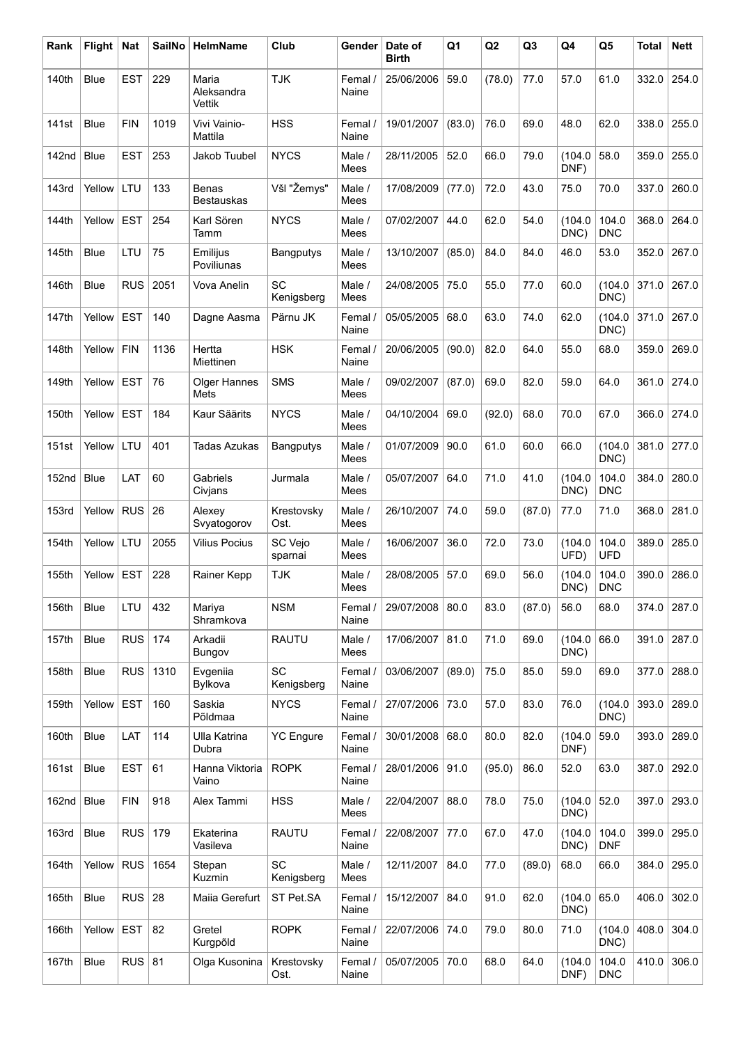| Rank | Flight | Nat | SailNo | HelmName | Club | Gender | Date of Birth | Q1 | Q2 | Q3 | Q4 | Q5 | Total | Nett |
|---|---|---|---|---|---|---|---|---|---|---|---|---|---|---|
| 140th | Blue | EST | 229 | Maria Aleksandra Vettik | TJK | Femal / Naine | 25/06/2006 | 59.0 | (78.0) | 77.0 | 57.0 | 61.0 | 332.0 | 254.0 |
| 141st | Blue | FIN | 1019 | Vivi Vainio-Mattila | HSS | Femal / Naine | 19/01/2007 | (83.0) | 76.0 | 69.0 | 48.0 | 62.0 | 338.0 | 255.0 |
| 142nd | Blue | EST | 253 | Jakob Tuubel | NYCS | Male / Mees | 28/11/2005 | 52.0 | 66.0 | 79.0 | (104.0 DNF) | 58.0 | 359.0 | 255.0 |
| 143rd | Yellow | LTU | 133 | Benas Bestauskas | VšI "Žemys" | Male / Mees | 17/08/2009 | (77.0) | 72.0 | 43.0 | 75.0 | 70.0 | 337.0 | 260.0 |
| 144th | Yellow | EST | 254 | Karl Sören Tamm | NYCS | Male / Mees | 07/02/2007 | 44.0 | 62.0 | 54.0 | (104.0 DNC) | 104.0 DNC | 368.0 | 264.0 |
| 145th | Blue | LTU | 75 | Emilijus Poviliunas | Bangputys | Male / Mees | 13/10/2007 | (85.0) | 84.0 | 84.0 | 46.0 | 53.0 | 352.0 | 267.0 |
| 146th | Blue | RUS | 2051 | Vova Anelin | SC Kenigsberg | Male / Mees | 24/08/2005 | 75.0 | 55.0 | 77.0 | 60.0 | (104.0 DNC) | 371.0 | 267.0 |
| 147th | Yellow | EST | 140 | Dagne Aasma | Pärnu JK | Femal / Naine | 05/05/2005 | 68.0 | 63.0 | 74.0 | 62.0 | (104.0 DNC) | 371.0 | 267.0 |
| 148th | Yellow | FIN | 1136 | Hertta Miettinen | HSK | Femal / Naine | 20/06/2005 | (90.0) | 82.0 | 64.0 | 55.0 | 68.0 | 359.0 | 269.0 |
| 149th | Yellow | EST | 76 | Olger Hannes Mets | SMS | Male / Mees | 09/02/2007 | (87.0) | 69.0 | 82.0 | 59.0 | 64.0 | 361.0 | 274.0 |
| 150th | Yellow | EST | 184 | Kaur Säärits | NYCS | Male / Mees | 04/10/2004 | 69.0 | (92.0) | 68.0 | 70.0 | 67.0 | 366.0 | 274.0 |
| 151st | Yellow | LTU | 401 | Tadas Azukas | Bangputys | Male / Mees | 01/07/2009 | 90.0 | 61.0 | 60.0 | 66.0 | (104.0 DNC) | 381.0 | 277.0 |
| 152nd | Blue | LAT | 60 | Gabriels Civjans | Jurmala | Male / Mees | 05/07/2007 | 64.0 | 71.0 | 41.0 | (104.0 DNC) | 104.0 DNC | 384.0 | 280.0 |
| 153rd | Yellow | RUS | 26 | Alexey Svyatogorov | Krestovsky Ost. | Male / Mees | 26/10/2007 | 74.0 | 59.0 | (87.0) | 77.0 | 71.0 | 368.0 | 281.0 |
| 154th | Yellow | LTU | 2055 | Vilius Pocius | SC Vejo sparnai | Male / Mees | 16/06/2007 | 36.0 | 72.0 | 73.0 | (104.0 UFD) | 104.0 UFD | 389.0 | 285.0 |
| 155th | Yellow | EST | 228 | Rainer Kepp | TJK | Male / Mees | 28/08/2005 | 57.0 | 69.0 | 56.0 | (104.0 DNC) | 104.0 DNC | 390.0 | 286.0 |
| 156th | Blue | LTU | 432 | Mariya Shramkova | NSM | Femal / Naine | 29/07/2008 | 80.0 | 83.0 | (87.0) | 56.0 | 68.0 | 374.0 | 287.0 |
| 157th | Blue | RUS | 174 | Arkadii Bungov | RAUTU | Male / Mees | 17/06/2007 | 81.0 | 71.0 | 69.0 | (104.0 DNC) | 66.0 | 391.0 | 287.0 |
| 158th | Blue | RUS | 1310 | Evgeniia Bylkova | SC Kenigsberg | Femal / Naine | 03/06/2007 | (89.0) | 75.0 | 85.0 | 59.0 | 69.0 | 377.0 | 288.0 |
| 159th | Yellow | EST | 160 | Saskia Põldmaa | NYCS | Femal / Naine | 27/07/2006 | 73.0 | 57.0 | 83.0 | 76.0 | (104.0 DNC) | 393.0 | 289.0 |
| 160th | Blue | LAT | 114 | Ulla Katrina Dubra | YC Engure | Femal / Naine | 30/01/2008 | 68.0 | 80.0 | 82.0 | (104.0 DNF) | 59.0 | 393.0 | 289.0 |
| 161st | Blue | EST | 61 | Hanna Viktoria Vaino | ROPK | Femal / Naine | 28/01/2006 | 91.0 | (95.0) | 86.0 | 52.0 | 63.0 | 387.0 | 292.0 |
| 162nd | Blue | FIN | 918 | Alex Tammi | HSS | Male / Mees | 22/04/2007 | 88.0 | 78.0 | 75.0 | (104.0 DNC) | 52.0 | 397.0 | 293.0 |
| 163rd | Blue | RUS | 179 | Ekaterina Vasileva | RAUTU | Femal / Naine | 22/08/2007 | 77.0 | 67.0 | 47.0 | (104.0 DNC) | 104.0 DNF | 399.0 | 295.0 |
| 164th | Yellow | RUS | 1654 | Stepan Kuzmin | SC Kenigsberg | Male / Mees | 12/11/2007 | 84.0 | 77.0 | (89.0) | 68.0 | 66.0 | 384.0 | 295.0 |
| 165th | Blue | RUS | 28 | Maiia Gerefurt | ST Pet.SA | Femal / Naine | 15/12/2007 | 84.0 | 91.0 | 62.0 | (104.0 DNC) | 65.0 | 406.0 | 302.0 |
| 166th | Yellow | EST | 82 | Gretel Kurgpõld | ROPK | Femal / Naine | 22/07/2006 | 74.0 | 79.0 | 80.0 | 71.0 | (104.0 DNC) | 408.0 | 304.0 |
| 167th | Blue | RUS | 81 | Olga Kusonina | Krestovsky Ost. | Femal / Naine | 05/07/2005 | 70.0 | 68.0 | 64.0 | (104.0 DNF) | 104.0 DNC | 410.0 | 306.0 |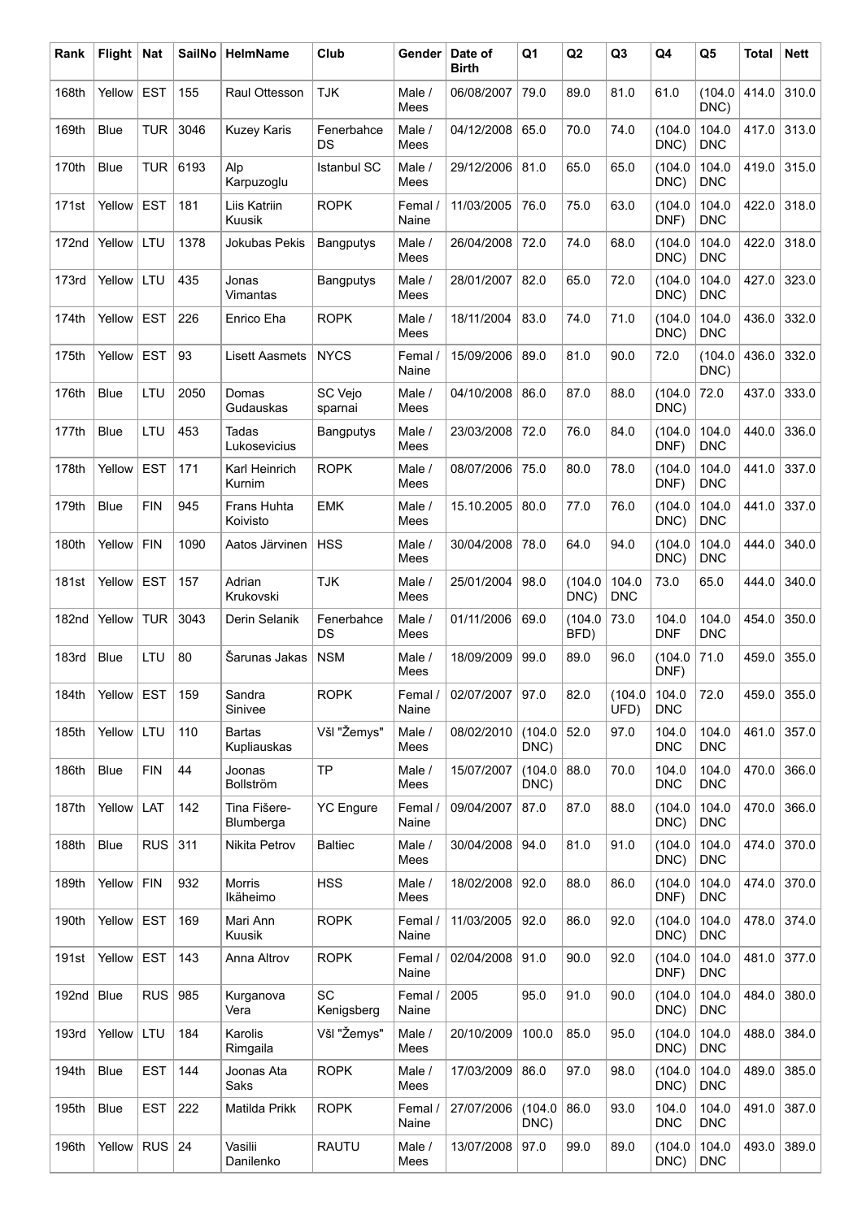| Rank | Flight | Nat | SailNo | HelmName | Club | Gender | Date of Birth | Q1 | Q2 | Q3 | Q4 | Q5 | Total | Nett |
|---|---|---|---|---|---|---|---|---|---|---|---|---|---|---|
| 168th | Yellow | EST | 155 | Raul Ottesson | TJK | Male / Mees | 06/08/2007 | 79.0 | 89.0 | 81.0 | 61.0 | (104.0 DNC) | 414.0 | 310.0 |
| 169th | Blue | TUR | 3046 | Kuzey Karis | Fenerbahce DS | Male / Mees | 04/12/2008 | 65.0 | 70.0 | 74.0 | (104.0 DNC) | 104.0 DNC | 417.0 | 313.0 |
| 170th | Blue | TUR | 6193 | Alp Karpuzoglu | Istanbul SC | Male / Mees | 29/12/2006 | 81.0 | 65.0 | 65.0 | (104.0 DNC) | 104.0 DNC | 419.0 | 315.0 |
| 171st | Yellow | EST | 181 | Liis Katriin Kuusik | ROPK | Femal / Naine | 11/03/2005 | 76.0 | 75.0 | 63.0 | (104.0 DNF) | 104.0 DNC | 422.0 | 318.0 |
| 172nd | Yellow | LTU | 1378 | Jokubas Pekis | Bangputys | Male / Mees | 26/04/2008 | 72.0 | 74.0 | 68.0 | (104.0 DNC) | 104.0 DNC | 422.0 | 318.0 |
| 173rd | Yellow | LTU | 435 | Jonas Vimantas | Bangputys | Male / Mees | 28/01/2007 | 82.0 | 65.0 | 72.0 | (104.0 DNC) | 104.0 DNC | 427.0 | 323.0 |
| 174th | Yellow | EST | 226 | Enrico Eha | ROPK | Male / Mees | 18/11/2004 | 83.0 | 74.0 | 71.0 | (104.0 DNC) | 104.0 DNC | 436.0 | 332.0 |
| 175th | Yellow | EST | 93 | Lisett Aasmets | NYCS | Femal / Naine | 15/09/2006 | 89.0 | 81.0 | 90.0 | 72.0 | (104.0 DNC) | 436.0 | 332.0 |
| 176th | Blue | LTU | 2050 | Domas Gudauskas | SC Vejo sparnai | Male / Mees | 04/10/2008 | 86.0 | 87.0 | 88.0 | (104.0 DNC) | 72.0 | 437.0 | 333.0 |
| 177th | Blue | LTU | 453 | Tadas Lukosevicius | Bangputys | Male / Mees | 23/03/2008 | 72.0 | 76.0 | 84.0 | (104.0 DNF) | 104.0 DNC | 440.0 | 336.0 |
| 178th | Yellow | EST | 171 | Karl Heinrich Kurnim | ROPK | Male / Mees | 08/07/2006 | 75.0 | 80.0 | 78.0 | (104.0 DNF) | 104.0 DNC | 441.0 | 337.0 |
| 179th | Blue | FIN | 945 | Frans Huhta Koivisto | EMK | Male / Mees | 15.10.2005 | 80.0 | 77.0 | 76.0 | (104.0 DNC) | 104.0 DNC | 441.0 | 337.0 |
| 180th | Yellow | FIN | 1090 | Aatos Järvinen | HSS | Male / Mees | 30/04/2008 | 78.0 | 64.0 | 94.0 | (104.0 DNC) | 104.0 DNC | 444.0 | 340.0 |
| 181st | Yellow | EST | 157 | Adrian Krukovski | TJK | Male / Mees | 25/01/2004 | 98.0 | (104.0 DNC) | 104.0 DNC | 73.0 | 65.0 | 444.0 | 340.0 |
| 182nd | Yellow | TUR | 3043 | Derin Selanik | Fenerbahce DS | Male / Mees | 01/11/2006 | 69.0 | (104.0 BFD) | 73.0 | 104.0 DNF | 104.0 DNC | 454.0 | 350.0 |
| 183rd | Blue | LTU | 80 | Šarunas Jakas | NSM | Male / Mees | 18/09/2009 | 99.0 | 89.0 | 96.0 | (104.0 DNF) | 71.0 | 459.0 | 355.0 |
| 184th | Yellow | EST | 159 | Sandra Sinivee | ROPK | Femal / Naine | 02/07/2007 | 97.0 | 82.0 | (104.0 UFD) | 104.0 DNC | 72.0 | 459.0 | 355.0 |
| 185th | Yellow | LTU | 110 | Bartas Kupliauskas | VšI "Žemys" | Male / Mees | 08/02/2010 | (104.0 DNC) | 52.0 | 97.0 | 104.0 DNC | 104.0 DNC | 461.0 | 357.0 |
| 186th | Blue | FIN | 44 | Joonas Bollström | TP | Male / Mees | 15/07/2007 | (104.0 DNC) | 88.0 | 70.0 | 104.0 DNC | 104.0 DNC | 470.0 | 366.0 |
| 187th | Yellow | LAT | 142 | Tina Fišere-Blumberga | YC Engure | Femal / Naine | 09/04/2007 | 87.0 | 87.0 | 88.0 | (104.0 DNC) | 104.0 DNC | 470.0 | 366.0 |
| 188th | Blue | RUS | 311 | Nikita Petrov | Baltiec | Male / Mees | 30/04/2008 | 94.0 | 81.0 | 91.0 | (104.0 DNC) | 104.0 DNC | 474.0 | 370.0 |
| 189th | Yellow | FIN | 932 | Morris Ikäheimo | HSS | Male / Mees | 18/02/2008 | 92.0 | 88.0 | 86.0 | (104.0 DNF) | 104.0 DNC | 474.0 | 370.0 |
| 190th | Yellow | EST | 169 | Mari Ann Kuusik | ROPK | Femal / Naine | 11/03/2005 | 92.0 | 86.0 | 92.0 | (104.0 DNC) | 104.0 DNC | 478.0 | 374.0 |
| 191st | Yellow | EST | 143 | Anna Altrov | ROPK | Femal / Naine | 02/04/2008 | 91.0 | 90.0 | 92.0 | (104.0 DNF) | 104.0 DNC | 481.0 | 377.0 |
| 192nd | Blue | RUS | 985 | Kurganova Vera | SC Kenigsberg | Femal / Naine | 2005 | 95.0 | 91.0 | 90.0 | (104.0 DNC) | 104.0 DNC | 484.0 | 380.0 |
| 193rd | Yellow | LTU | 184 | Karolis Rimgaila | VšI "Žemys" | Male / Mees | 20/10/2009 | 100.0 | 85.0 | 95.0 | (104.0 DNC) | 104.0 DNC | 488.0 | 384.0 |
| 194th | Blue | EST | 144 | Joonas Ata Saks | ROPK | Male / Mees | 17/03/2009 | 86.0 | 97.0 | 98.0 | (104.0 DNC) | 104.0 DNC | 489.0 | 385.0 |
| 195th | Blue | EST | 222 | Matilda Prikk | ROPK | Femal / Naine | 27/07/2006 | (104.0 DNC) | 86.0 | 93.0 | 104.0 DNC | 104.0 DNC | 491.0 | 387.0 |
| 196th | Yellow | RUS | 24 | Vasilii Danilenko | RAUTU | Male / Mees | 13/07/2008 | 97.0 | 99.0 | 89.0 | (104.0 DNC) | 104.0 DNC | 493.0 | 389.0 |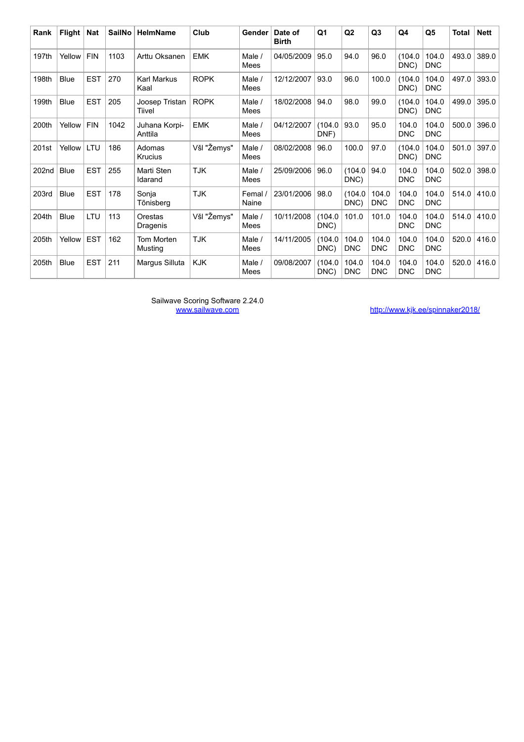| Rank | Flight | Nat | SailNo | HelmName | Club | Gender | Date of Birth | Q1 | Q2 | Q3 | Q4 | Q5 | Total | Nett |
|---|---|---|---|---|---|---|---|---|---|---|---|---|---|---|
| 197th | Yellow | FIN | 1103 | Arttu Oksanen | EMK | Male / Mees | 04/05/2009 | 95.0 | 94.0 | 96.0 | (104.0 DNC) | 104.0 DNC | 493.0 | 389.0 |
| 198th | Blue | EST | 270 | Karl Markus Kaal | ROPK | Male / Mees | 12/12/2007 | 93.0 | 96.0 | 100.0 | (104.0 DNC) | 104.0 DNC | 497.0 | 393.0 |
| 199th | Blue | EST | 205 | Joosep Tristan Tiivel | ROPK | Male / Mees | 18/02/2008 | 94.0 | 98.0 | 99.0 | (104.0 DNC) | 104.0 DNC | 499.0 | 395.0 |
| 200th | Yellow | FIN | 1042 | Juhana Korpi-Anttila | EMK | Male / Mees | 04/12/2007 | (104.0 DNF) | 93.0 | 95.0 | 104.0 DNC | 104.0 DNC | 500.0 | 396.0 |
| 201st | Yellow | LTU | 186 | Adomas Krucius | VšI "Žemys" | Male / Mees | 08/02/2008 | 96.0 | 100.0 | 97.0 | (104.0 DNC) | 104.0 DNC | 501.0 | 397.0 |
| 202nd | Blue | EST | 255 | Marti Sten Idarand | TJK | Male / Mees | 25/09/2006 | 96.0 | (104.0 DNC) | 94.0 | 104.0 DNC | 104.0 DNC | 502.0 | 398.0 |
| 203rd | Blue | EST | 178 | Sonja Tõnisberg | TJK | Femal / Naine | 23/01/2006 | 98.0 | (104.0 DNC) | 104.0 DNC | 104.0 DNC | 104.0 DNC | 514.0 | 410.0 |
| 204th | Blue | LTU | 113 | Orestas Dragenis | VšI "Žemys" | Male / Mees | 10/11/2008 | (104.0 DNC) | 101.0 | 101.0 | 104.0 DNC | 104.0 DNC | 514.0 | 410.0 |
| 205th | Yellow | EST | 162 | Tom Morten Musting | TJK | Male / Mees | 14/11/2005 | (104.0 DNC) | 104.0 DNC | 104.0 DNC | 104.0 DNC | 104.0 DNC | 520.0 | 416.0 |
| 205th | Blue | EST | 211 | Margus Silluta | KJK | Male / Mees | 09/08/2007 | (104.0 DNC) | 104.0 DNC | 104.0 DNC | 104.0 DNC | 104.0 DNC | 520.0 | 416.0 |

Sailwave Scoring Software 2.24.0
www.sailwave.com

http://www.kjk.ee/spinnaker2018/